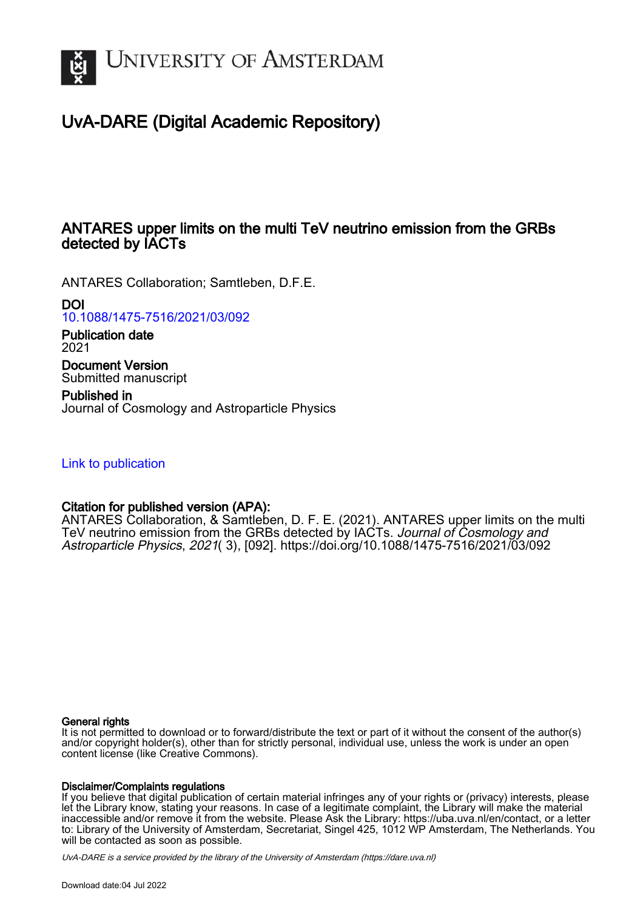# University of Amsterdam

## UvA-DARE (Digital Academic Repository)

# ANTARES upper limits on the multi TeV neutrino emission from the GRBs detected by IACTs

ANTARES Collaboration; Samtleben, D.F.E.

**DOI**
10.1088/1475-7516/2021/03/092

**Publication date**
2021

**Document Version**
Submitted manuscript

**Published in**
Journal of Cosmology and Astroparticle Physics

Link to publication

**Citation for published version (APA):**
ANTARES Collaboration, & Samtleben, D. F. E. (2021). ANTARES upper limits on the multi TeV neutrino emission from the GRBs detected by IACTs. *Journal of Cosmology and Astroparticle Physics*, *2021*( 3), [092]. https://doi.org/10.1088/1475-7516/2021/03/092

**General rights**
It is not permitted to download or to forward/distribute the text or part of it without the consent of the author(s) and/or copyright holder(s), other than for strictly personal, individual use, unless the work is under an open content license (like Creative Commons).

**Disclaimer/Complaints regulations**
If you believe that digital publication of certain material infringes any of your rights or (privacy) interests, please let the Library know, stating your reasons. In case of a legitimate complaint, the Library will make the material inaccessible and/or remove it from the website. Please Ask the Library: https://uba.uva.nl/en/contact, or a letter to: Library of the University of Amsterdam, Secretariat, Singel 425, 1012 WP Amsterdam, The Netherlands. You will be contacted as soon as possible.

*UvA-DARE is a service provided by the library of the University of Amsterdam (https://dare.uva.nl)*

Download date:04 Jul 2022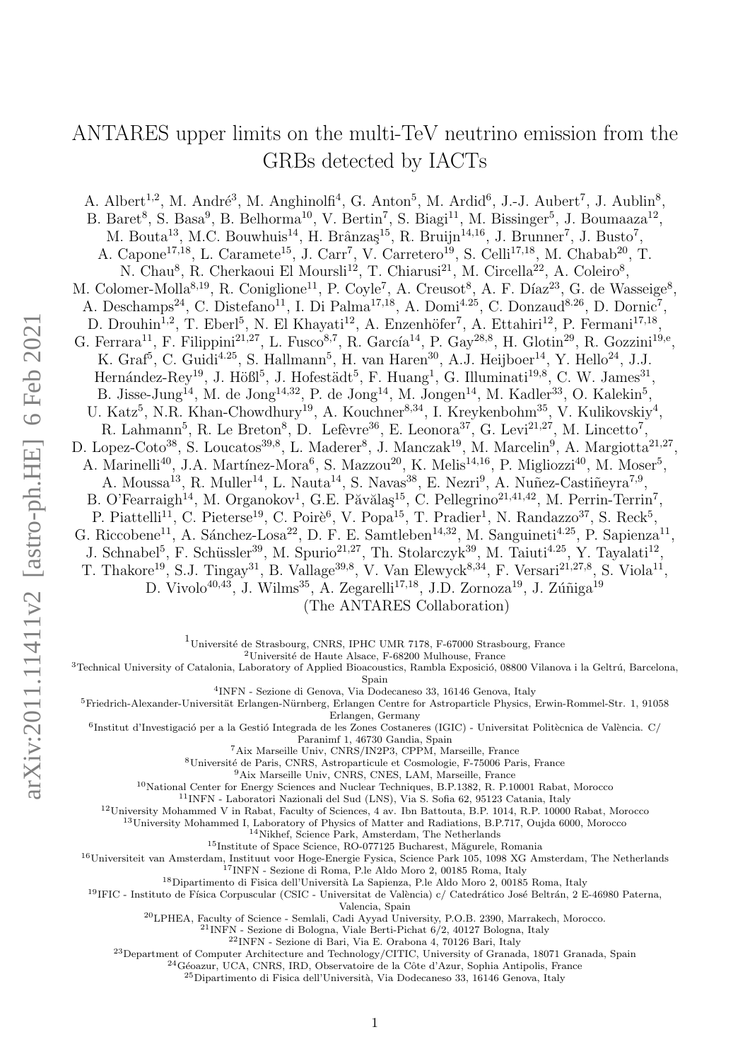# ANTARES upper limits on the multi-TeV neutrino emission from the GRBs detected by IACTs

A. Albert[1,2], M. André[3], M. Anghinolfi[4], G. Anton[5], M. Ardid[6], J.-J. Aubert[7], J. Aublin[8], B. Baret[8], S. Basa[9], B. Belhorma[10], V. Bertin[7], S. Biagi[11], M. Bissinger[5], J. Boumaaza[12], M. Bouta[13], M.C. Bouwhuis[14], H. Brânzaş[15], R. Bruijn[14,16], J. Brunner[7], J. Busto[7], A. Capone[17,18], L. Caramete[15], J. Carr[7], V. Carretero[19], S. Celli[17,18], M. Chabab[20], T. N. Chau[8], R. Cherkaoui El Moursli[12], T. Chiarusi[21], M. Circella[22], A. Coleiro[8], M. Colomer-Molla[8,19], R. Coniglione[11], P. Coyle[7], A. Creusot[8], A. F. Díaz[23], G. de Wasseige[8], A. Deschamps[24], C. Distefano[11], I. Di Palma[17,18], A. Domi[4,25], C. Donzaud[8,26], D. Dornic[7], D. Drouhin[1,2], T. Eberl[5], N. El Khayati[12], A. Enzenhöfer[7], A. Ettahiri[12], P. Fermani[17,18], G. Ferrara[11], F. Filippini[21,27], L. Fusco[8,7], R. García[14], P. Gay[28,8], H. Glotin[29], R. Gozzini[19,e], K. Graf[5], C. Guidi[4,25], S. Hallmann[5], H. van Haren[30], A.J. Heijboer[14], Y. Hello[24], J.J. Hernández-Rey[19], J. Hößl[5], J. Hofestädt[5], F. Huang[1], G. Illuminati[19,8], C. W. James[31], B. Jisse-Jung[14], M. de Jong[14,32], P. de Jong[14], M. Jongen[14], M. Kadler[33], O. Kalekin[5], U. Katz[5], N.R. Khan-Chowdhury[19], A. Kouchner[8,34], I. Kreykenbohm[35], V. Kulikovskiy[4], R. Lahmann[5], R. Le Breton[8], D. Lefèvre[36], E. Leonora[37], G. Levi[21,27], M. Lincetto[7], D. Lopez-Coto[38], S. Loucatos[39,8], L. Maderer[8], J. Manczak[19], M. Marcelin[9], A. Margiotta[21,27], A. Marinelli[40], J.A. Martínez-Mora[6], S. Mazzou[20], K. Melis[14,16], P. Migliozzi[40], M. Moser[5], A. Moussa[13], R. Muller[14], L. Nauta[14], S. Navas[38], E. Nezri[9], A. Nuñez-Castiñeyra[7,9], B. O'Fearraigh[14], M. Organokov[1], G.E. Păvălaş[15], C. Pellegrino[21,41,42], M. Perrin-Terrin[7], P. Piattelli[11], C. Pieterse[19], C. Poirè[6], V. Popa[15], T. Pradier[1], N. Randazzo[37], S. Reck[5], G. Riccobene[11], A. Sánchez-Losa[22], D. F. E. Samtleben[14,32], M. Sanguineti[4,25], P. Sapienza[11], J. Schnabel[5], F. Schüssler[39], M. Spurio[21,27], Th. Stolarczyk[39], M. Taiuti[4,25], Y. Tayalati[12], T. Thakore[19], S.J. Tingay[31], B. Vallage[39,8], V. Van Elewyck[8,34], F. Versari[21,27,8], S. Viola[11], D. Vivolo[40,43], J. Wilms[35], A. Zegarelli[17,18], J.D. Zornoza[19], J. Zúñiga[19]

(The ANTARES Collaboration)

[1] Université de Strasbourg, CNRS, IPHC UMR 7178, F-67000 Strasbourg, France
[2] Université de Haute Alsace, F-68200 Mulhouse, France
[3] Technical University of Catalonia, Laboratory of Applied Bioacoustics, Rambla Exposició, 08800 Vilanova i la Geltrú, Barcelona, Spain
[4] INFN - Sezione di Genova, Via Dodecaneso 33, 16146 Genova, Italy
[5] Friedrich-Alexander-Universität Erlangen-Nürnberg, Erlangen Centre for Astroparticle Physics, Erwin-Rommel-Str. 1, 91058 Erlangen, Germany
[6] Institut d'Investigació per a la Gestió Integrada de les Zones Costaneres (IGIC) - Universitat Politècnica de València. C/ Paranimf 1, 46730 Gandia, Spain
[7] Aix Marseille Univ, CNRS/IN2P3, CPPM, Marseille, France
[8] Université de Paris, CNRS, Astroparticule et Cosmologie, F-75006 Paris, France
[9] Aix Marseille Univ, CNRS, CNES, LAM, Marseille, France
[10] National Center for Energy Sciences and Nuclear Techniques, B.P.1382, R. P.10001 Rabat, Morocco
[11] INFN - Laboratori Nazionali del Sud (LNS), Via S. Sofia 62, 95123 Catania, Italy
[12] University Mohammed V in Rabat, Faculty of Sciences, 4 av. Ibn Battouta, B.P. 1014, R.P. 10000 Rabat, Morocco
[13] University Mohammed I, Laboratory of Physics of Matter and Radiations, B.P.717, Oujda 6000, Morocco
[14] Nikhef, Science Park, Amsterdam, The Netherlands
[15] Institute of Space Science, RO-077125 Bucharest, Măgurele, Romania
[16] Universiteit van Amsterdam, Instituut voor Hoge-Energie Fysica, Science Park 105, 1098 XG Amsterdam, The Netherlands
[17] INFN - Sezione di Roma, P.le Aldo Moro 2, 00185 Roma, Italy
[18] Dipartimento di Fisica dell'Università La Sapienza, P.le Aldo Moro 2, 00185 Roma, Italy
[19] IFIC - Instituto de Física Corpuscular (CSIC - Universitat de València) c/ Catedrático José Beltrán, 2 E-46980 Paterna, Valencia, Spain
[20] LPHEA, Faculty of Science - Semlali, Cadi Ayyad University, P.O.B. 2390, Marrakech, Morocco.
[21] INFN - Sezione di Bologna, Viale Berti-Pichat 6/2, 40127 Bologna, Italy
[22] INFN - Sezione di Bari, Via E. Orabona 4, 70126 Bari, Italy
[23] Department of Computer Architecture and Technology/CITIC, University of Granada, 18071 Granada, Spain
[24] Géoazur, UCA, CNRS, IRD, Observatoire de la Côte d'Azur, Sophia Antipolis, France
[25] Dipartimento di Fisica dell'Università, Via Dodecaneso 33, 16146 Genova, Italy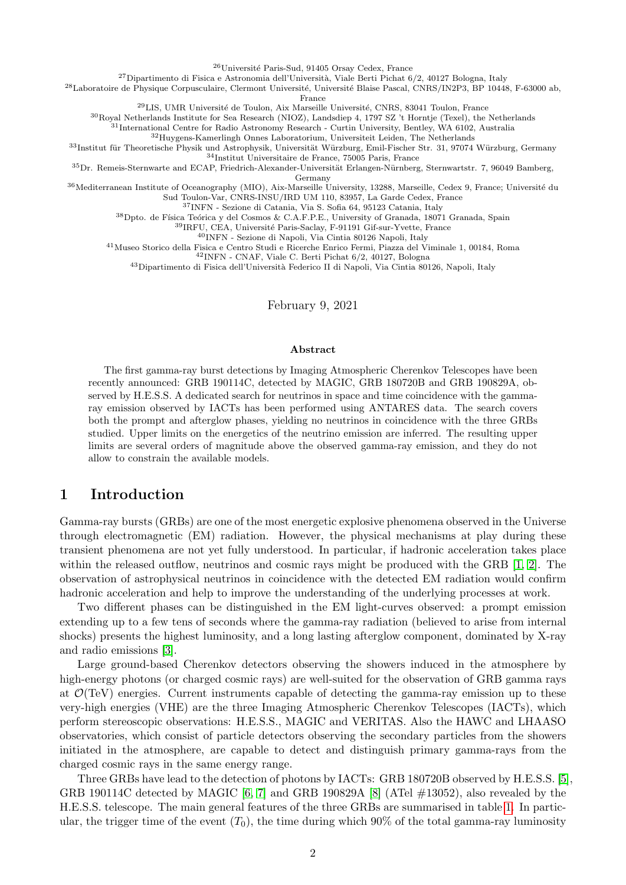[26]Université Paris-Sud, 91405 Orsay Cedex, France
[27]Dipartimento di Fisica e Astronomia dell'Università, Viale Berti Pichat 6/2, 40127 Bologna, Italy
[28]Laboratoire de Physique Corpusculaire, Clermont Université, Université Blaise Pascal, CNRS/IN2P3, BP 10448, F-63000 ab, France
[29]LIS, UMR Université de Toulon, Aix Marseille Université, CNRS, 83041 Toulon, France
[30]Royal Netherlands Institute for Sea Research (NIOZ), Landsdiep 4, 1797 SZ 't Horntje (Texel), the Netherlands
[31]International Centre for Radio Astronomy Research - Curtin University, Bentley, WA 6102, Australia
[32]Huygens-Kamerlingh Onnes Laboratorium, Universiteit Leiden, The Netherlands
[33]Institut für Theoretische Physik und Astrophysik, Universität Würzburg, Emil-Fischer Str. 31, 97074 Würzburg, Germany
[34]Institut Universitaire de France, 75005 Paris, France
[35]Dr. Remeis-Sternwarte and ECAP, Friedrich-Alexander-Universität Erlangen-Nürnberg, Sternwartstr. 7, 96049 Bamberg, Germany
[36]Mediterranean Institute of Oceanography (MIO), Aix-Marseille University, 13288, Marseille, Cedex 9, France; Université du Sud Toulon-Var, CNRS-INSU/IRD UM 110, 83957, La Garde Cedex, France
[37]INFN - Sezione di Catania, Via S. Sofia 64, 95123 Catania, Italy
[38]Dpto. de Física Teórica y del Cosmos & C.A.F.P.E., University of Granada, 18071 Granada, Spain
[39]IRFU, CEA, Université Paris-Saclay, F-91191 Gif-sur-Yvette, France
[40]INFN - Sezione di Napoli, Via Cintia 80126 Napoli, Italy
[41]Museo Storico della Fisica e Centro Studi e Ricerche Enrico Fermi, Piazza del Viminale 1, 00184, Roma
[42]INFN - CNAF, Viale C. Berti Pichat 6/2, 40127, Bologna
[43]Dipartimento di Fisica dell'Università Federico II di Napoli, Via Cintia 80126, Napoli, Italy

February 9, 2021

**Abstract**

The first gamma-ray burst detections by Imaging Atmospheric Cherenkov Telescopes have been recently announced: GRB 190114C, detected by MAGIC, GRB 180720B and GRB 190829A, observed by H.E.S.S. A dedicated search for neutrinos in space and time coincidence with the gamma-ray emission observed by IACTs has been performed using ANTARES data. The search covers both the prompt and afterglow phases, yielding no neutrinos in coincidence with the three GRBs studied. Upper limits on the energetics of the neutrino emission are inferred. The resulting upper limits are several orders of magnitude above the observed gamma-ray emission, and they do not allow to constrain the available models.

# 1 Introduction

Gamma-ray bursts (GRBs) are one of the most energetic explosive phenomena observed in the Universe through electromagnetic (EM) radiation. However, the physical mechanisms at play during these transient phenomena are not yet fully understood. In particular, if hadronic acceleration takes place within the released outflow, neutrinos and cosmic rays might be produced with the GRB [1, 2]. The observation of astrophysical neutrinos in coincidence with the detected EM radiation would confirm hadronic acceleration and help to improve the understanding of the underlying processes at work.

Two different phases can be distinguished in the EM light-curves observed: a prompt emission extending up to a few tens of seconds where the gamma-ray radiation (believed to arise from internal shocks) presents the highest luminosity, and a long lasting afterglow component, dominated by X-ray and radio emissions [3].

Large ground-based Cherenkov detectors observing the showers induced in the atmosphere by high-energy photons (or charged cosmic rays) are well-suited for the observation of GRB gamma rays at $\mathcal{O}$(TeV) energies. Current instruments capable of detecting the gamma-ray emission up to these very-high energies (VHE) are the three Imaging Atmospheric Cherenkov Telescopes (IACTs), which perform stereoscopic observations: H.E.S.S., MAGIC and VERITAS. Also the HAWC and LHAASO observatories, which consist of particle detectors observing the secondary particles from the showers initiated in the atmosphere, are capable to detect and distinguish primary gamma-rays from the charged cosmic rays in the same energy range.

Three GRBs have lead to the detection of photons by IACTs: GRB 180720B observed by H.E.S.S. [5], GRB 190114C detected by MAGIC [6, 7] and GRB 190829A [8] (ATel #13052), also revealed by the H.E.S.S. telescope. The main general features of the three GRBs are summarised in table 1. In particular, the trigger time of the event ($T_0$), the time during which 90% of the total gamma-ray luminosity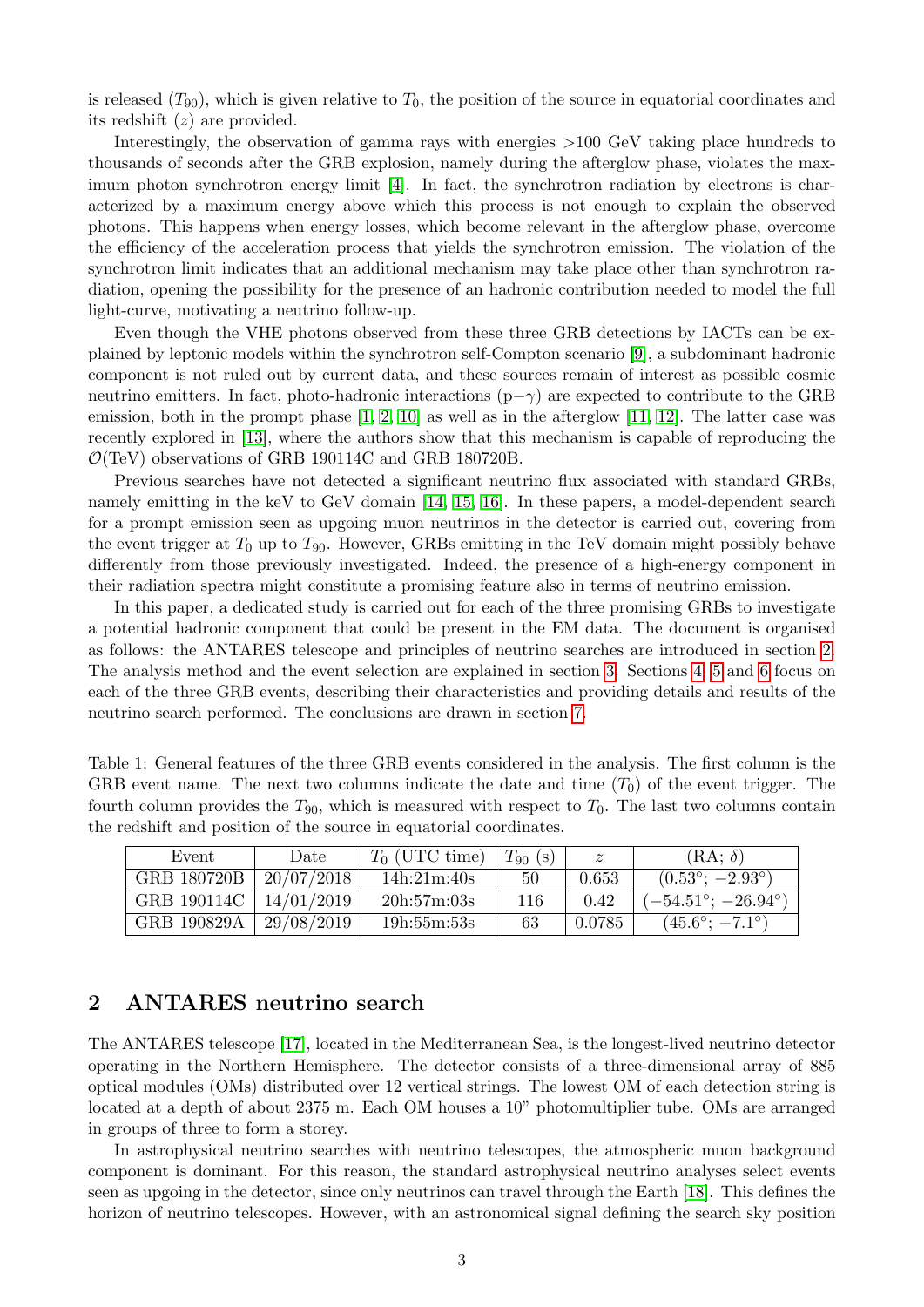is released ($T_{90}$), which is given relative to $T_0$, the position of the source in equatorial coordinates and its redshift ($z$) are provided.

Interestingly, the observation of gamma rays with energies >100 GeV taking place hundreds to thousands of seconds after the GRB explosion, namely during the afterglow phase, violates the maximum photon synchrotron energy limit [4]. In fact, the synchrotron radiation by electrons is characterized by a maximum energy above which this process is not enough to explain the observed photons. This happens when energy losses, which become relevant in the afterglow phase, overcome the efficiency of the acceleration process that yields the synchrotron emission. The violation of the synchrotron limit indicates that an additional mechanism may take place other than synchrotron radiation, opening the possibility for the presence of an hadronic contribution needed to model the full light-curve, motivating a neutrino follow-up.

Even though the VHE photons observed from these three GRB detections by IACTs can be explained by leptonic models within the synchrotron self-Compton scenario [9], a subdominant hadronic component is not ruled out by current data, and these sources remain of interest as possible cosmic neutrino emitters. In fact, photo-hadronic interactions ($p-\gamma$) are expected to contribute to the GRB emission, both in the prompt phase [1, 2, 10] as well as in the afterglow [11, 12]. The latter case was recently explored in [13], where the authors show that this mechanism is capable of reproducing the $\mathcal{O}$(TeV) observations of GRB 190114C and GRB 180720B.

Previous searches have not detected a significant neutrino flux associated with standard GRBs, namely emitting in the keV to GeV domain [14, 15, 16]. In these papers, a model-dependent search for a prompt emission seen as upgoing muon neutrinos in the detector is carried out, covering from the event trigger at $T_0$ up to $T_{90}$. However, GRBs emitting in the TeV domain might possibly behave differently from those previously investigated. Indeed, the presence of a high-energy component in their radiation spectra might constitute a promising feature also in terms of neutrino emission.

In this paper, a dedicated study is carried out for each of the three promising GRBs to investigate a potential hadronic component that could be present in the EM data. The document is organised as follows: the ANTARES telescope and principles of neutrino searches are introduced in section 2. The analysis method and the event selection are explained in section 3. Sections 4, 5 and 6 focus on each of the three GRB events, describing their characteristics and providing details and results of the neutrino search performed. The conclusions are drawn in section 7.

Table 1: General features of the three GRB events considered in the analysis. The first column is the GRB event name. The next two columns indicate the date and time ($T_0$) of the event trigger. The fourth column provides the $T_{90}$, which is measured with respect to $T_0$. The last two columns contain the redshift and position of the source in equatorial coordinates.

| Event | Date | $T_0$ (UTC time) | $T_{90}$ (s) | $z$ | (RA; $\delta$) |
|---|---|---|---|---|---|
| GRB 180720B | 20/07/2018 | 14h:21m:40s | 50 | 0.653 | $(0.53°; -2.93°)$ |
| GRB 190114C | 14/01/2019 | 20h:57m:03s | 116 | 0.42 | $(-54.51°; -26.94°)$ |
| GRB 190829A | 29/08/2019 | 19h:55m:53s | 63 | 0.0785 | $(45.6°; -7.1°)$ |

## 2 ANTARES neutrino search

The ANTARES telescope [17], located in the Mediterranean Sea, is the longest-lived neutrino detector operating in the Northern Hemisphere. The detector consists of a three-dimensional array of 885 optical modules (OMs) distributed over 12 vertical strings. The lowest OM of each detection string is located at a depth of about 2375 m. Each OM houses a 10" photomultiplier tube. OMs are arranged in groups of three to form a storey.

In astrophysical neutrino searches with neutrino telescopes, the atmospheric muon background component is dominant. For this reason, the standard astrophysical neutrino analyses select events seen as upgoing in the detector, since only neutrinos can travel through the Earth [18]. This defines the horizon of neutrino telescopes. However, with an astronomical signal defining the search sky position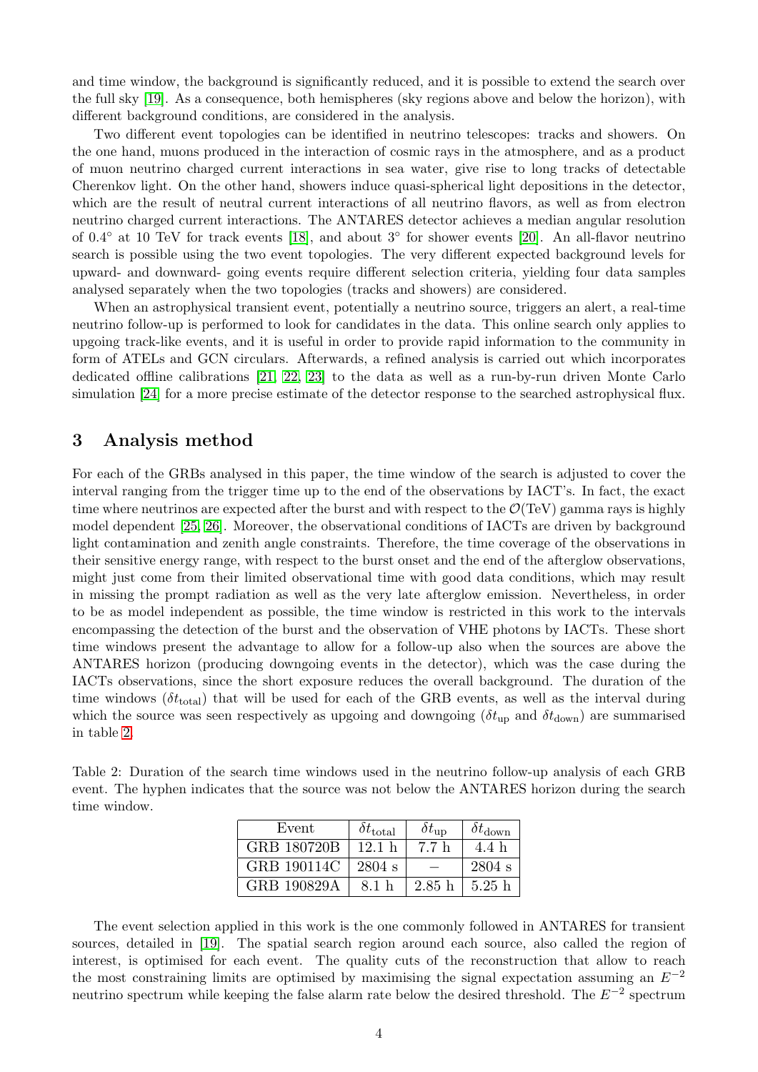and time window, the background is significantly reduced, and it is possible to extend the search over the full sky [19]. As a consequence, both hemispheres (sky regions above and below the horizon), with different background conditions, are considered in the analysis.

Two different event topologies can be identified in neutrino telescopes: tracks and showers. On the one hand, muons produced in the interaction of cosmic rays in the atmosphere, and as a product of muon neutrino charged current interactions in sea water, give rise to long tracks of detectable Cherenkov light. On the other hand, showers induce quasi-spherical light depositions in the detector, which are the result of neutral current interactions of all neutrino flavors, as well as from electron neutrino charged current interactions. The ANTARES detector achieves a median angular resolution of $0.4^\circ$ at 10 TeV for track events [18], and about $3^\circ$ for shower events [20]. An all-flavor neutrino search is possible using the two event topologies. The very different expected background levels for upward- and downward- going events require different selection criteria, yielding four data samples analysed separately when the two topologies (tracks and showers) are considered.

When an astrophysical transient event, potentially a neutrino source, triggers an alert, a real-time neutrino follow-up is performed to look for candidates in the data. This online search only applies to upgoing track-like events, and it is useful in order to provide rapid information to the community in form of ATELs and GCN circulars. Afterwards, a refined analysis is carried out which incorporates dedicated offline calibrations [21, 22, 23] to the data as well as a run-by-run driven Monte Carlo simulation [24] for a more precise estimate of the detector response to the searched astrophysical flux.

## 3 Analysis method

For each of the GRBs analysed in this paper, the time window of the search is adjusted to cover the interval ranging from the trigger time up to the end of the observations by IACT's. In fact, the exact time where neutrinos are expected after the burst and with respect to the $\mathcal{O}$(TeV) gamma rays is highly model dependent [25, 26]. Moreover, the observational conditions of IACTs are driven by background light contamination and zenith angle constraints. Therefore, the time coverage of the observations in their sensitive energy range, with respect to the burst onset and the end of the afterglow observations, might just come from their limited observational time with good data conditions, which may result in missing the prompt radiation as well as the very late afterglow emission. Nevertheless, in order to be as model independent as possible, the time window is restricted in this work to the intervals encompassing the detection of the burst and the observation of VHE photons by IACTs. These short time windows present the advantage to allow for a follow-up also when the sources are above the ANTARES horizon (producing downgoing events in the detector), which was the case during the IACTs observations, since the short exposure reduces the overall background. The duration of the time windows ($\delta t_{\mathrm{total}}$) that will be used for each of the GRB events, as well as the interval during which the source was seen respectively as upgoing and downgoing ($\delta t_{\mathrm{up}}$ and $\delta t_{\mathrm{down}}$) are summarised in table 2.

Table 2: Duration of the search time windows used in the neutrino follow-up analysis of each GRB event. The hyphen indicates that the source was not below the ANTARES horizon during the search time window.

| Event | $\delta t_{\mathrm{total}}$ | $\delta t_{\mathrm{up}}$ | $\delta t_{\mathrm{down}}$ |
|---|---|---|---|
| GRB 180720B | 12.1 h | 7.7 h | 4.4 h |
| GRB 190114C | 2804 s | – | 2804 s |
| GRB 190829A | 8.1 h | 2.85 h | 5.25 h |

The event selection applied in this work is the one commonly followed in ANTARES for transient sources, detailed in [19]. The spatial search region around each source, also called the region of interest, is optimised for each event. The quality cuts of the reconstruction that allow to reach the most constraining limits are optimised by maximising the signal expectation assuming an $E^{-2}$ neutrino spectrum while keeping the false alarm rate below the desired threshold. The $E^{-2}$ spectrum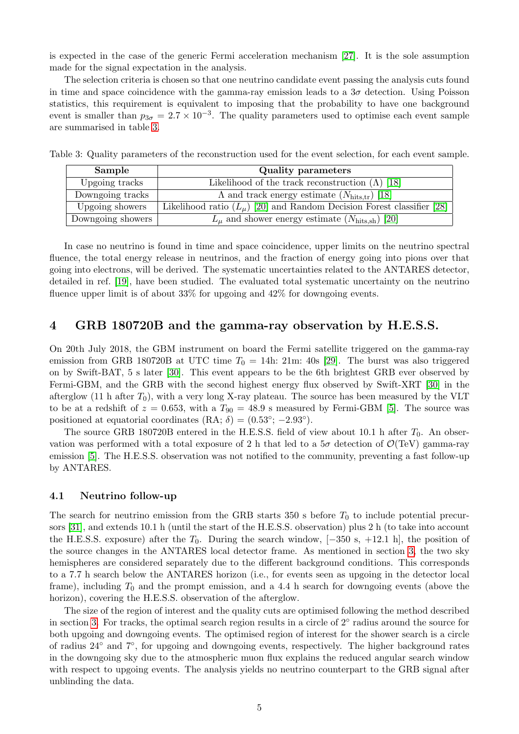is expected in the case of the generic Fermi acceleration mechanism [27]. It is the sole assumption made for the signal expectation in the analysis.

The selection criteria is chosen so that one neutrino candidate event passing the analysis cuts found in time and space coincidence with the gamma-ray emission leads to a $3\sigma$ detection. Using Poisson statistics, this requirement is equivalent to imposing that the probability to have one background event is smaller than $p_{3\sigma} = 2.7 \times 10^{-3}$. The quality parameters used to optimise each event sample are summarised in table 3.

Table 3: Quality parameters of the reconstruction used for the event selection, for each event sample.

| Sample | Quality parameters |
|---|---|
| Upgoing tracks | Likelihood of the track reconstruction ($\Lambda$) [18] |
| Downgoing tracks | $\Lambda$ and track energy estimate ($N_{\text{hits,tr}}$) [18] |
| Upgoing showers | Likelihood ratio ($L_\mu$) [20] and Random Decision Forest classifier [28] |
| Downgoing showers | $L_\mu$ and shower energy estimate ($N_{\text{hits,sh}}$) [20] |

In case no neutrino is found in time and space coincidence, upper limits on the neutrino spectral fluence, the total energy release in neutrinos, and the fraction of energy going into pions over that going into electrons, will be derived. The systematic uncertainties related to the ANTARES detector, detailed in ref. [19], have been studied. The evaluated total systematic uncertainty on the neutrino fluence upper limit is of about 33% for upgoing and 42% for downgoing events.

## 4 GRB 180720B and the gamma-ray observation by H.E.S.S.

On 20th July 2018, the GBM instrument on board the Fermi satellite triggered on the gamma-ray emission from GRB 180720B at UTC time $T_0$ = 14h: 21m: 40s [29]. The burst was also triggered on by Swift-BAT, 5 s later [30]. This event appears to be the 6th brightest GRB ever observed by Fermi-GBM, and the GRB with the second highest energy flux observed by Swift-XRT [30] in the afterglow (11 h after $T_0$), with a very long X-ray plateau. The source has been measured by the VLT to be at a redshift of $z = 0.653$, with a $T_{90} = 48.9$ s measured by Fermi-GBM [5]. The source was positioned at equatorial coordinates (RA; $\delta$) = (0.53°; −2.93°).

The source GRB 180720B entered in the H.E.S.S. field of view about 10.1 h after $T_0$. An observation was performed with a total exposure of 2 h that led to a $5\sigma$ detection of $\mathcal{O}$(TeV) gamma-ray emission [5]. The H.E.S.S. observation was not notified to the community, preventing a fast follow-up by ANTARES.

### 4.1 Neutrino follow-up

The search for neutrino emission from the GRB starts 350 s before $T_0$ to include potential precursors [31], and extends 10.1 h (until the start of the H.E.S.S. observation) plus 2 h (to take into account the H.E.S.S. exposure) after the $T_0$. During the search window, [−350 s, +12.1 h], the position of the source changes in the ANTARES local detector frame. As mentioned in section 3, the two sky hemispheres are considered separately due to the different background conditions. This corresponds to a 7.7 h search below the ANTARES horizon (i.e., for events seen as upgoing in the detector local frame), including $T_0$ and the prompt emission, and a 4.4 h search for downgoing events (above the horizon), covering the H.E.S.S. observation of the afterglow.

The size of the region of interest and the quality cuts are optimised following the method described in section 3. For tracks, the optimal search region results in a circle of 2° radius around the source for both upgoing and downgoing events. The optimised region of interest for the shower search is a circle of radius 24° and 7°, for upgoing and downgoing events, respectively. The higher background rates in the downgoing sky due to the atmospheric muon flux explains the reduced angular search window with respect to upgoing events. The analysis yields no neutrino counterpart to the GRB signal after unblinding the data.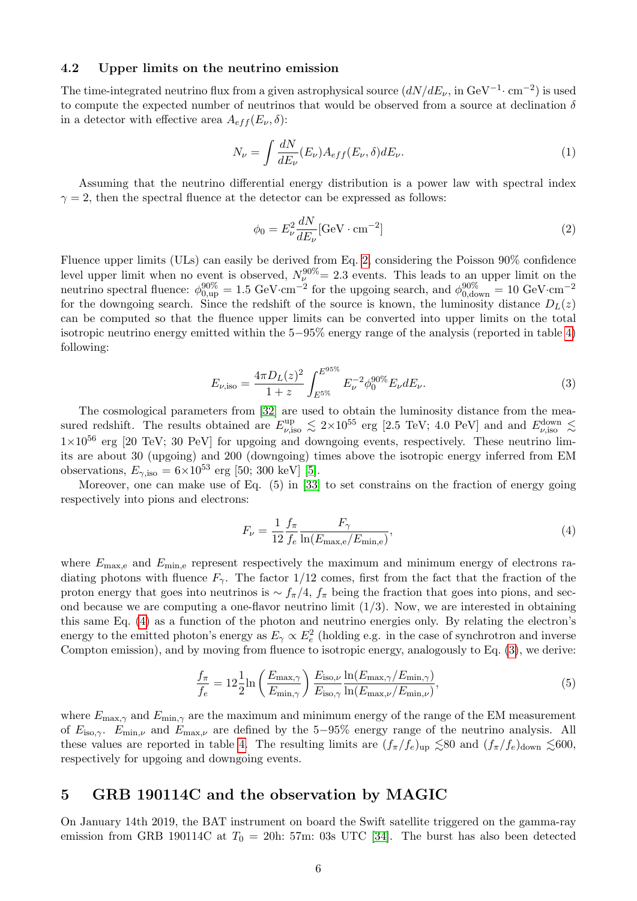### 4.2 Upper limits on the neutrino emission

The time-integrated neutrino flux from a given astrophysical source ($dN/dE_\nu$, in $\mathrm{GeV}^{-1}\cdot\mathrm{cm}^{-2}$) is used to compute the expected number of neutrinos that would be observed from a source at declination $\delta$ in a detector with effective area $A_{eff}(E_\nu, \delta)$:

$$N_\nu = \int \frac{dN}{dE_\nu}(E_\nu) A_{eff}(E_\nu, \delta) dE_\nu. \tag{1}$$

Assuming that the neutrino differential energy distribution is a power law with spectral index $\gamma = 2$, then the spectral fluence at the detector can be expressed as follows:

$$\phi_0 = E_\nu^2 \frac{dN}{dE_\nu} [\mathrm{GeV} \cdot \mathrm{cm}^{-2}] \tag{2}$$

Fluence upper limits (ULs) can easily be derived from Eq. 2, considering the Poisson 90% confidence level upper limit when no event is observed, $N_\nu^{90\%}$= 2.3 events. This leads to an upper limit on the neutrino spectral fluence: $\phi_{0,\mathrm{up}}^{90\%} = 1.5\ \mathrm{GeV}\cdot\mathrm{cm}^{-2}$ for the upgoing search, and $\phi_{0,\mathrm{down}}^{90\%} = 10\ \mathrm{GeV}\cdot\mathrm{cm}^{-2}$ for the downgoing search. Since the redshift of the source is known, the luminosity distance $D_L(z)$ can be computed so that the fluence upper limits can be converted into upper limits on the total isotropic neutrino energy emitted within the 5−95% energy range of the analysis (reported in table 4) following:

$$E_{\nu,\mathrm{iso}} = \frac{4\pi D_L(z)^2}{1+z} \int_{E^{5\%}}^{E^{95\%}} E_\nu^{-2} \phi_0^{90\%} E_\nu dE_\nu. \tag{3}$$

The cosmological parameters from [32] are used to obtain the luminosity distance from the measured redshift. The results obtained are $E_{\nu,\mathrm{iso}}^{\mathrm{up}} \lesssim 2\times10^{55}$ erg [2.5 TeV; 4.0 PeV] and and $E_{\nu,\mathrm{iso}}^{\mathrm{down}} \lesssim 1\times10^{56}$ erg [20 TeV; 30 PeV] for upgoing and downgoing events, respectively. These neutrino limits are about 30 (upgoing) and 200 (downgoing) times above the isotropic energy inferred from EM observations, $E_{\gamma,\mathrm{iso}} = 6\times10^{53}$ erg [50; 300 keV] [5].

Moreover, one can make use of Eq. (5) in [33] to set constrains on the fraction of energy going respectively into pions and electrons:

$$F_\nu = \frac{1}{12} \frac{f_\pi}{f_e} \frac{F_\gamma}{\ln(E_{\mathrm{max,e}}/E_{\mathrm{min,e}})}, \tag{4}$$

where $E_{\mathrm{max,e}}$ and $E_{\mathrm{min,e}}$ represent respectively the maximum and minimum energy of electrons radiating photons with fluence $F_\gamma$. The factor 1/12 comes, first from the fact that the fraction of the proton energy that goes into neutrinos is $\sim f_\pi/4$, $f_\pi$ being the fraction that goes into pions, and second because we are computing a one-flavor neutrino limit (1/3). Now, we are interested in obtaining this same Eq. (4) as a function of the photon and neutrino energies only. By relating the electron's energy to the emitted photon's energy as $E_\gamma \propto E_e^2$ (holding e.g. in the case of synchrotron and inverse Compton emission), and by moving from fluence to isotropic energy, analogously to Eq. (3), we derive:

$$\frac{f_\pi}{f_e} = 12 \frac{1}{2} \ln\left(\frac{E_{\mathrm{max},\gamma}}{E_{\mathrm{min},\gamma}}\right) \frac{E_{\mathrm{iso},\nu}}{E_{\mathrm{iso},\gamma}} \frac{\ln(E_{\mathrm{max},\gamma}/E_{\mathrm{min},\gamma})}{\ln(E_{\mathrm{max},\nu}/E_{\mathrm{min},\nu})}, \tag{5}$$

where $E_{\mathrm{max},\gamma}$ and $E_{\mathrm{min},\gamma}$ are the maximum and minimum energy of the range of the EM measurement of $E_{\mathrm{iso},\gamma}$. $E_{\mathrm{min},\nu}$ and $E_{\mathrm{max},\nu}$ are defined by the 5−95% energy range of the neutrino analysis. All these values are reported in table 4. The resulting limits are $(f_\pi/f_e)_{\mathrm{up}} \lesssim 80$ and $(f_\pi/f_e)_{\mathrm{down}} \lesssim 600$, respectively for upgoing and downgoing events.

## 5 GRB 190114C and the observation by MAGIC

On January 14th 2019, the BAT instrument on board the Swift satellite triggered on the gamma-ray emission from GRB 190114C at $T_0$ = 20h: 57m: 03s UTC [34]. The burst has also been detected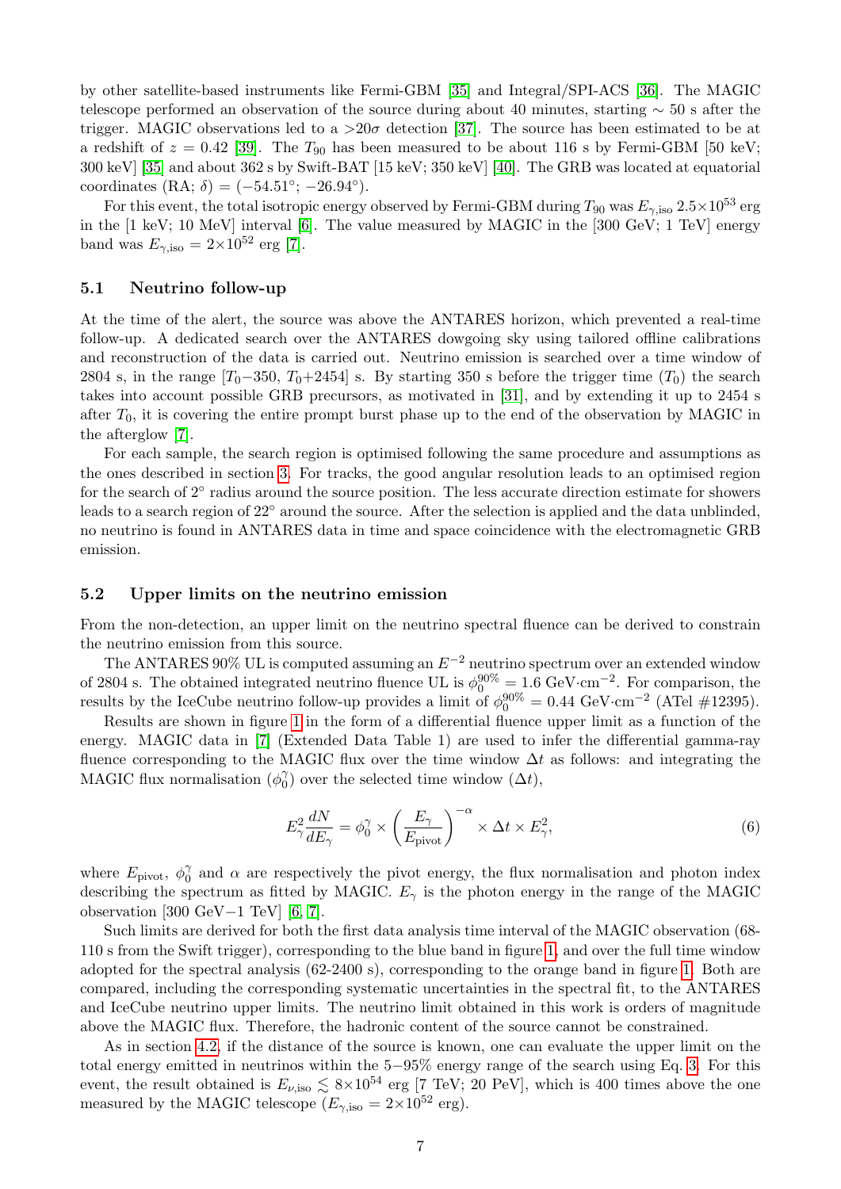by other satellite-based instruments like Fermi-GBM [35] and Integral/SPI-ACS [36]. The MAGIC telescope performed an observation of the source during about 40 minutes, starting $\sim$ 50 s after the trigger. MAGIC observations led to a $>20\sigma$ detection [37]. The source has been estimated to be at a redshift of $z = 0.42$ [39]. The $T_{90}$ has been measured to be about 116 s by Fermi-GBM [50 keV; 300 keV] [35] and about 362 s by Swift-BAT [15 keV; 350 keV] [40]. The GRB was located at equatorial coordinates (RA; $\delta$) = ($-54.51°$; $-26.94°$).

For this event, the total isotropic energy observed by Fermi-GBM during $T_{90}$ was $E_{\gamma,\mathrm{iso}}$ $2.5\times10^{53}$ erg in the [1 keV; 10 MeV] interval [6]. The value measured by MAGIC in the [300 GeV; 1 TeV] energy band was $E_{\gamma,\mathrm{iso}} = 2\times10^{52}$ erg [7].

### 5.1 Neutrino follow-up

At the time of the alert, the source was above the ANTARES horizon, which prevented a real-time follow-up. A dedicated search over the ANTARES dowgoing sky using tailored offline calibrations and reconstruction of the data is carried out. Neutrino emission is searched over a time window of 2804 s, in the range [$T_0$−350, $T_0$+2454] s. By starting 350 s before the trigger time ($T_0$) the search takes into account possible GRB precursors, as motivated in [31], and by extending it up to 2454 s after $T_0$, it is covering the entire prompt burst phase up to the end of the observation by MAGIC in the afterglow [7].

For each sample, the search region is optimised following the same procedure and assumptions as the ones described in section 3. For tracks, the good angular resolution leads to an optimised region for the search of 2° radius around the source position. The less accurate direction estimate for showers leads to a search region of 22° around the source. After the selection is applied and the data unblinded, no neutrino is found in ANTARES data in time and space coincidence with the electromagnetic GRB emission.

### 5.2 Upper limits on the neutrino emission

From the non-detection, an upper limit on the neutrino spectral fluence can be derived to constrain the neutrino emission from this source.

The ANTARES 90% UL is computed assuming an $E^{-2}$ neutrino spectrum over an extended window of 2804 s. The obtained integrated neutrino fluence UL is $\phi_0^{90\%} = 1.6$ GeV·cm$^{-2}$. For comparison, the results by the IceCube neutrino follow-up provides a limit of $\phi_0^{90\%} = 0.44$ GeV·cm$^{-2}$ (ATel #12395).

Results are shown in figure 1 in the form of a differential fluence upper limit as a function of the energy. MAGIC data in [7] (Extended Data Table 1) are used to infer the differential gamma-ray fluence corresponding to the MAGIC flux over the time window $\Delta t$ as follows: and integrating the MAGIC flux normalisation ($\phi_0^\gamma$) over the selected time window ($\Delta t$),

$$E_\gamma^2 \frac{dN}{dE_\gamma} = \phi_0^\gamma \times \left(\frac{E_\gamma}{E_{\mathrm{pivot}}}\right)^{-\alpha} \times \Delta t \times E_\gamma^2, \tag{6}$$

where $E_{\mathrm{pivot}}$, $\phi_0^\gamma$ and $\alpha$ are respectively the pivot energy, the flux normalisation and photon index describing the spectrum as fitted by MAGIC. $E_\gamma$ is the photon energy in the range of the MAGIC observation [300 GeV−1 TeV] [6, 7].

Such limits are derived for both the first data analysis time interval of the MAGIC observation (68-110 s from the Swift trigger), corresponding to the blue band in figure 1, and over the full time window adopted for the spectral analysis (62-2400 s), corresponding to the orange band in figure 1. Both are compared, including the corresponding systematic uncertainties in the spectral fit, to the ANTARES and IceCube neutrino upper limits. The neutrino limit obtained in this work is orders of magnitude above the MAGIC flux. Therefore, the hadronic content of the source cannot be constrained.

As in section 4.2, if the distance of the source is known, one can evaluate the upper limit on the total energy emitted in neutrinos within the 5−95% energy range of the search using Eq. 3. For this event, the result obtained is $E_{\nu,\mathrm{iso}} \lesssim 8\times10^{54}$ erg [7 TeV; 20 PeV], which is 400 times above the one measured by the MAGIC telescope ($E_{\gamma,\mathrm{iso}} = 2\times10^{52}$ erg).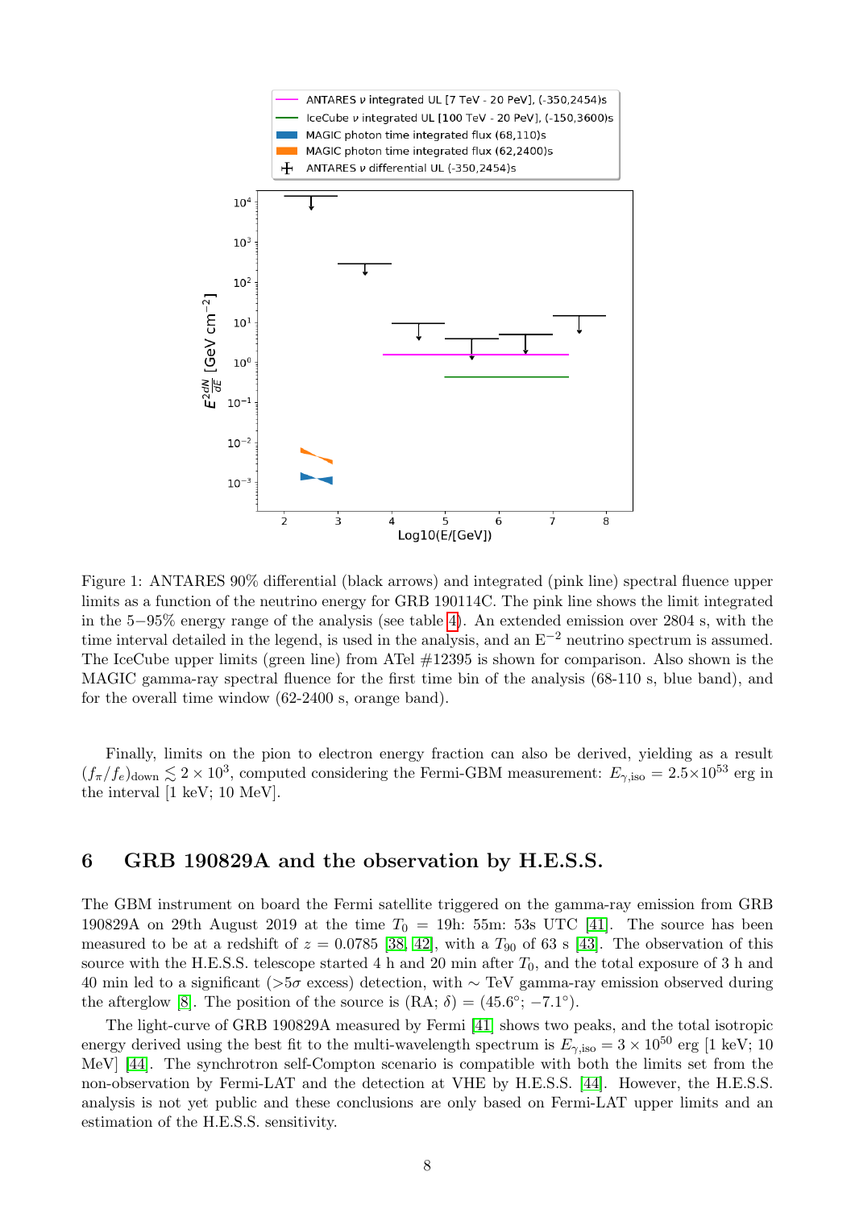Figure 1: ANTARES 90% differential (black arrows) and integrated (pink line) spectral fluence upper limits as a function of the neutrino energy for GRB 190114C. The pink line shows the limit integrated in the 5−95% energy range of the analysis (see table 4). An extended emission over 2804 s, with the time interval detailed in the legend, is used in the analysis, and an $E^{-2}$ neutrino spectrum is assumed. The IceCube upper limits (green line) from ATel #12395 is shown for comparison. Also shown is the MAGIC gamma-ray spectral fluence for the first time bin of the analysis (68-110 s, blue band), and for the overall time window (62-2400 s, orange band).

Finally, limits on the pion to electron energy fraction can also be derived, yielding as a result $(f_\pi/f_e)_{\rm down} \lesssim 2 \times 10^3$, computed considering the Fermi-GBM measurement: $E_{\gamma,\rm iso} = 2.5 \times 10^{53}$ erg in the interval [1 keV; 10 MeV].

## 6 GRB 190829A and the observation by H.E.S.S.

The GBM instrument on board the Fermi satellite triggered on the gamma-ray emission from GRB 190829A on 29th August 2019 at the time $T_0$ = 19h: 55m: 53s UTC [41]. The source has been measured to be at a redshift of $z = 0.0785$ [38, 42], with a $T_{90}$ of 63 s [43]. The observation of this source with the H.E.S.S. telescope started 4 h and 20 min after $T_0$, and the total exposure of 3 h and 40 min led to a significant ($>5\sigma$ excess) detection, with $\sim$ TeV gamma-ray emission observed during the afterglow [8]. The position of the source is (RA; $\delta$) = (45.6°; −7.1°).

The light-curve of GRB 190829A measured by Fermi [41] shows two peaks, and the total isotropic energy derived using the best fit to the multi-wavelength spectrum is $E_{\gamma,\rm iso} = 3 \times 10^{50}$ erg [1 keV; 10 MeV] [44]. The synchrotron self-Compton scenario is compatible with both the limits set from the non-observation by Fermi-LAT and the detection at VHE by H.E.S.S. [44]. However, the H.E.S.S. analysis is not yet public and these conclusions are only based on Fermi-LAT upper limits and an estimation of the H.E.S.S. sensitivity.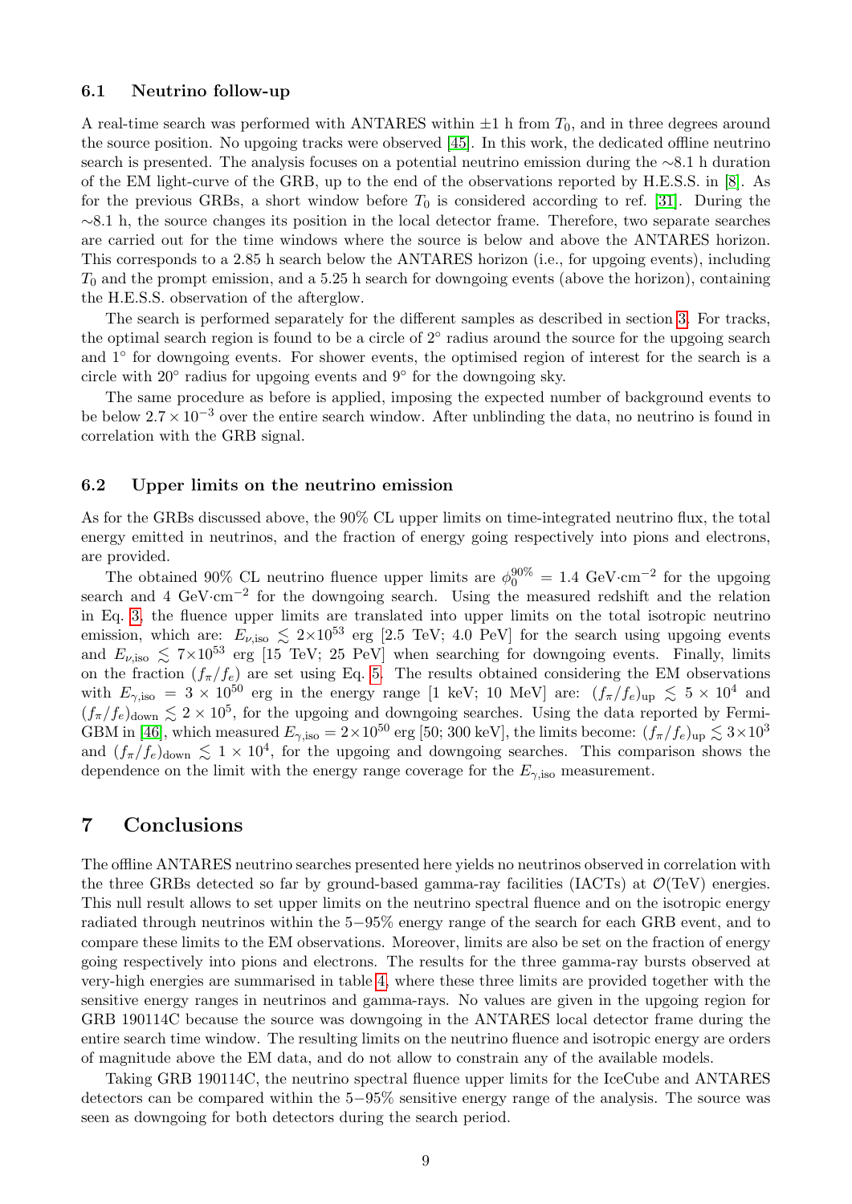### 6.1 Neutrino follow-up

A real-time search was performed with ANTARES within ±1 h from $T_0$, and in three degrees around the source position. No upgoing tracks were observed [45]. In this work, the dedicated offline neutrino search is presented. The analysis focuses on a potential neutrino emission during the ∼8.1 h duration of the EM light-curve of the GRB, up to the end of the observations reported by H.E.S.S. in [8]. As for the previous GRBs, a short window before $T_0$ is considered according to ref. [31]. During the ∼8.1 h, the source changes its position in the local detector frame. Therefore, two separate searches are carried out for the time windows where the source is below and above the ANTARES horizon. This corresponds to a 2.85 h search below the ANTARES horizon (i.e., for upgoing events), including $T_0$ and the prompt emission, and a 5.25 h search for downgoing events (above the horizon), containing the H.E.S.S. observation of the afterglow.

The search is performed separately for the different samples as described in section 3. For tracks, the optimal search region is found to be a circle of 2° radius around the source for the upgoing search and 1° for downgoing events. For shower events, the optimised region of interest for the search is a circle with 20° radius for upgoing events and 9° for the downgoing sky.

The same procedure as before is applied, imposing the expected number of background events to be below $2.7 \times 10^{-3}$ over the entire search window. After unblinding the data, no neutrino is found in correlation with the GRB signal.

### 6.2 Upper limits on the neutrino emission

As for the GRBs discussed above, the 90% CL upper limits on time-integrated neutrino flux, the total energy emitted in neutrinos, and the fraction of energy going respectively into pions and electrons, are provided.

The obtained 90% CL neutrino fluence upper limits are $\phi_0^{90\%} = 1.4$ GeV·cm$^{-2}$ for the upgoing search and 4 GeV·cm$^{-2}$ for the downgoing search. Using the measured redshift and the relation in Eq. 3, the fluence upper limits are translated into upper limits on the total isotropic neutrino emission, which are: $E_{\nu,\mathrm{iso}} \lesssim 2{\times}10^{53}$ erg [2.5 TeV; 4.0 PeV] for the search using upgoing events and $E_{\nu,\mathrm{iso}} \lesssim 7{\times}10^{53}$ erg [15 TeV; 25 PeV] when searching for downgoing events. Finally, limits on the fraction $(f_\pi/f_e)$ are set using Eq. 5. The results obtained considering the EM observations with $E_{\gamma,\mathrm{iso}} = 3 \times 10^{50}$ erg in the energy range [1 keV; 10 MeV] are: $(f_\pi/f_e)_{\mathrm{up}} \lesssim 5 \times 10^4$ and $(f_\pi/f_e)_{\mathrm{down}} \lesssim 2 \times 10^5$, for the upgoing and downgoing searches. Using the data reported by Fermi-GBM in [46], which measured $E_{\gamma,\mathrm{iso}} = 2{\times}10^{50}$ erg [50; 300 keV], the limits become: $(f_\pi/f_e)_{\mathrm{up}} \lesssim 3{\times}10^3$ and $(f_\pi/f_e)_{\mathrm{down}} \lesssim 1 \times 10^4$, for the upgoing and downgoing searches. This comparison shows the dependence on the limit with the energy range coverage for the $E_{\gamma,\mathrm{iso}}$ measurement.

## 7 Conclusions

The offline ANTARES neutrino searches presented here yields no neutrinos observed in correlation with the three GRBs detected so far by ground-based gamma-ray facilities (IACTs) at $\mathcal{O}$(TeV) energies. This null result allows to set upper limits on the neutrino spectral fluence and on the isotropic energy radiated through neutrinos within the 5−95% energy range of the search for each GRB event, and to compare these limits to the EM observations. Moreover, limits are also be set on the fraction of energy going respectively into pions and electrons. The results for the three gamma-ray bursts observed at very-high energies are summarised in table 4, where these three limits are provided together with the sensitive energy ranges in neutrinos and gamma-rays. No values are given in the upgoing region for GRB 190114C because the source was downgoing in the ANTARES local detector frame during the entire search time window. The resulting limits on the neutrino fluence and isotropic energy are orders of magnitude above the EM data, and do not allow to constrain any of the available models.

Taking GRB 190114C, the neutrino spectral fluence upper limits for the IceCube and ANTARES detectors can be compared within the 5−95% sensitive energy range of the analysis. The source was seen as downgoing for both detectors during the search period.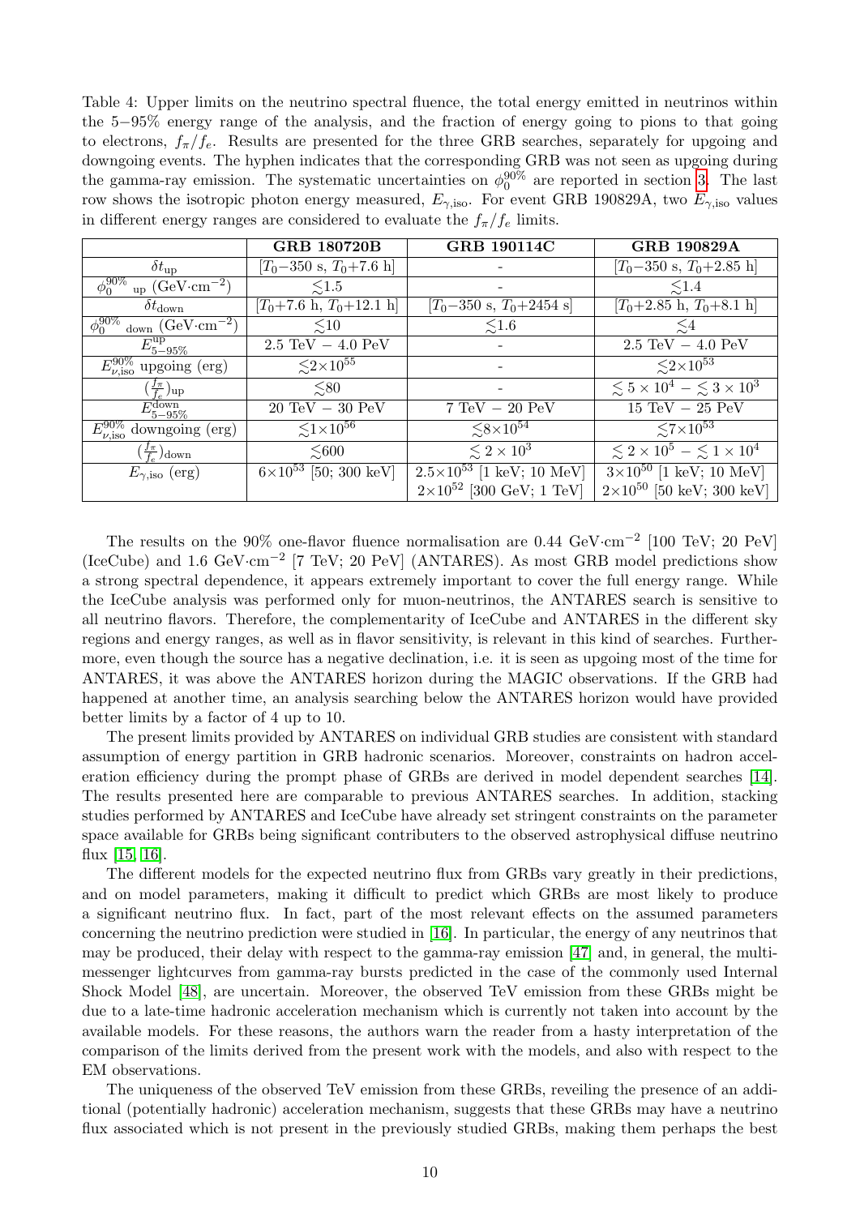Table 4: Upper limits on the neutrino spectral fluence, the total energy emitted in neutrinos within the 5−95% energy range of the analysis, and the fraction of energy going to pions to that going to electrons, $f_\pi/f_e$. Results are presented for the three GRB searches, separately for upgoing and downgoing events. The hyphen indicates that the corresponding GRB was not seen as upgoing during the gamma-ray emission. The systematic uncertainties on $\phi_0^{90\%}$ are reported in section 3. The last row shows the isotropic photon energy measured, $E_{\gamma,\rm iso}$. For event GRB 190829A, two $E_{\gamma,\rm iso}$ values in different energy ranges are considered to evaluate the $f_\pi/f_e$ limits.

| | **GRB 180720B** | **GRB 190114C** | **GRB 190829A** |
|---|---|---|---|
| $\delta t_{\rm up}$ | $[T_0-350$ s, $T_0+7.6$ h$]$ | - | $[T_0-350$ s, $T_0+2.85$ h$]$ |
| $\phi_0^{90\%}{}_{\rm up}$ (GeV·cm$^{-2}$) | $\lesssim 1.5$ | - | $\lesssim 1.4$ |
| $\delta t_{\rm down}$ | $[T_0+7.6$ h, $T_0+12.1$ h$]$ | $[T_0-350$ s, $T_0+2454$ s$]$ | $[T_0+2.85$ h, $T_0+8.1$ h$]$ |
| $\phi_0^{90\%}{}_{\rm down}$ (GeV·cm$^{-2}$) | $\lesssim 10$ | $\lesssim 1.6$ | $\lesssim 4$ |
| $E^{\rm up}_{5-95\%}$ | 2.5 TeV − 4.0 PeV | - | 2.5 TeV − 4.0 PeV |
| $E^{90\%}_{\nu,\rm iso}$ upgoing (erg) | $\lesssim 2\times10^{55}$ | - | $\lesssim 2\times10^{53}$ |
| $(\frac{f_\pi}{f_e})_{\rm up}$ | $\lesssim 80$ | - | $\lesssim 5\times10^4 - \lesssim 3\times10^3$ |
| $E^{\rm down}_{5-95\%}$ | 20 TeV − 30 PeV | 7 TeV − 20 PeV | 15 TeV − 25 PeV |
| $E^{90\%}_{\nu,\rm iso}$ downgoing (erg) | $\lesssim 1\times10^{56}$ | $\lesssim 8\times10^{54}$ | $\lesssim 7\times10^{53}$ |
| $(\frac{f_\pi}{f_e})_{\rm down}$ | $\lesssim 600$ | $\lesssim 2\times10^3$ | $\lesssim 2\times10^5 - \lesssim 1\times10^4$ |
| $E_{\gamma,\rm iso}$ (erg) | $6\times10^{53}$ [50; 300 keV] | $2.5\times10^{53}$ [1 keV; 10 MeV] $2\times10^{52}$ [300 GeV; 1 TeV] | $3\times10^{50}$ [1 keV; 10 MeV] $2\times10^{50}$ [50 keV; 300 keV] |

The results on the 90% one-flavor fluence normalisation are 0.44 GeV·cm$^{-2}$ [100 TeV; 20 PeV] (IceCube) and 1.6 GeV·cm$^{-2}$ [7 TeV; 20 PeV] (ANTARES). As most GRB model predictions show a strong spectral dependence, it appears extremely important to cover the full energy range. While the IceCube analysis was performed only for muon-neutrinos, the ANTARES search is sensitive to all neutrino flavors. Therefore, the complementarity of IceCube and ANTARES in the different sky regions and energy ranges, as well as in flavor sensitivity, is relevant in this kind of searches. Furthermore, even though the source has a negative declination, i.e. it is seen as upgoing most of the time for ANTARES, it was above the ANTARES horizon during the MAGIC observations. If the GRB had happened at another time, an analysis searching below the ANTARES horizon would have provided better limits by a factor of 4 up to 10.

The present limits provided by ANTARES on individual GRB studies are consistent with standard assumption of energy partition in GRB hadronic scenarios. Moreover, constraints on hadron acceleration efficiency during the prompt phase of GRBs are derived in model dependent searches [14]. The results presented here are comparable to previous ANTARES searches. In addition, stacking studies performed by ANTARES and IceCube have already set stringent constraints on the parameter space available for GRBs being significant contributers to the observed astrophysical diffuse neutrino flux [15, 16].

The different models for the expected neutrino flux from GRBs vary greatly in their predictions, and on model parameters, making it difficult to predict which GRBs are most likely to produce a significant neutrino flux. In fact, part of the most relevant effects on the assumed parameters concerning the neutrino prediction were studied in [16]. In particular, the energy of any neutrinos that may be produced, their delay with respect to the gamma-ray emission [47] and, in general, the multi-messenger lightcurves from gamma-ray bursts predicted in the case of the commonly used Internal Shock Model [48], are uncertain. Moreover, the observed TeV emission from these GRBs might be due to a late-time hadronic acceleration mechanism which is currently not taken into account by the available models. For these reasons, the authors warn the reader from a hasty interpretation of the comparison of the limits derived from the present work with the models, and also with respect to the EM observations.

The uniqueness of the observed TeV emission from these GRBs, reveiling the presence of an additional (potentially hadronic) acceleration mechanism, suggests that these GRBs may have a neutrino flux associated which is not present in the previously studied GRBs, making them perhaps the best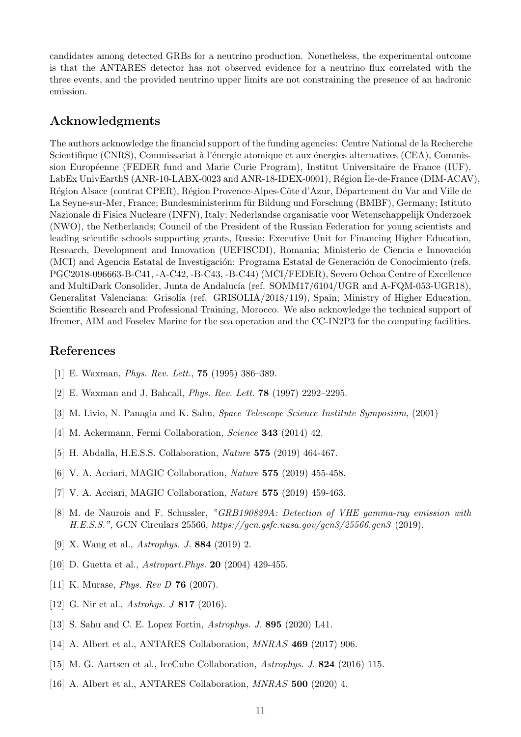candidates among detected GRBs for a neutrino production. Nonetheless, the experimental outcome is that the ANTARES detector has not observed evidence for a neutrino flux correlated with the three events, and the provided neutrino upper limits are not constraining the presence of an hadronic emission.

## Acknowledgments

The authors acknowledge the financial support of the funding agencies: Centre National de la Recherche Scientifique (CNRS), Commissariat à l'énergie atomique et aux énergies alternatives (CEA), Commission Européenne (FEDER fund and Marie Curie Program), Institut Universitaire de France (IUF), LabEx UnivEarthS (ANR-10-LABX-0023 and ANR-18-IDEX-0001), Région Île-de-France (DIM-ACAV), Région Alsace (contrat CPER), Région Provence-Alpes-Côte d'Azur, Département du Var and Ville de La Seyne-sur-Mer, France; Bundesministerium für Bildung und Forschung (BMBF), Germany; Istituto Nazionale di Fisica Nucleare (INFN), Italy; Nederlandse organisatie voor Wetenschappelijk Onderzoek (NWO), the Netherlands; Council of the President of the Russian Federation for young scientists and leading scientific schools supporting grants, Russia; Executive Unit for Financing Higher Education, Research, Development and Innovation (UEFISCDI), Romania; Ministerio de Ciencia e Innovación (MCI) and Agencia Estatal de Investigación: Programa Estatal de Generación de Conocimiento (refs. PGC2018-096663-B-C41, -A-C42, -B-C43, -B-C44) (MCI/FEDER), Severo Ochoa Centre of Excellence and MultiDark Consolider, Junta de Andalucía (ref. SOMM17/6104/UGR and A-FQM-053-UGR18), Generalitat Valenciana: Grisolía (ref. GRISOLIA/2018/119), Spain; Ministry of Higher Education, Scientific Research and Professional Training, Morocco. We also acknowledge the technical support of Ifremer, AIM and Foselev Marine for the sea operation and the CC-IN2P3 for the computing facilities.

## References

[1] E. Waxman, *Phys. Rev. Lett.*, **75** (1995) 386–389.

[2] E. Waxman and J. Bahcall, *Phys. Rev. Lett.* **78** (1997) 2292–2295.

[3] M. Livio, N. Panagia and K. Sahu, *Space Telescope Science Institute Symposium*, (2001)

[4] M. Ackermann, Fermi Collaboration, *Science* **343** (2014) 42.

[5] H. Abdalla, H.E.S.S. Collaboration, *Nature* **575** (2019) 464-467.

[6] V. A. Acciari, MAGIC Collaboration, *Nature* **575** (2019) 455-458.

[7] V. A. Acciari, MAGIC Collaboration, *Nature* **575** (2019) 459-463.

[8] M. de Naurois and F. Schussler, *"GRB190829A: Detection of VHE gamma-ray emission with H.E.S.S."*, GCN Circulars 25566, *https://gcn.gsfc.nasa.gov/gcn3/25566.gcn3* (2019).

[9] X. Wang et al., *Astrophys. J.* **884** (2019) 2.

[10] D. Guetta et al., *Astropart.Phys.* **20** (2004) 429-455.

[11] K. Murase, *Phys. Rev D* **76** (2007).

[12] G. Nir et al., *Astrohys. J* **817** (2016).

[13] S. Sahu and C. E. Lopez Fortin, *Astrophys. J.* **895** (2020) L41.

[14] A. Albert et al., ANTARES Collaboration, *MNRAS* **469** (2017) 906.

[15] M. G. Aartsen et al., IceCube Collaboration, *Astrophys. J.* **824** (2016) 115.

[16] A. Albert et al., ANTARES Collaboration, *MNRAS* **500** (2020) 4.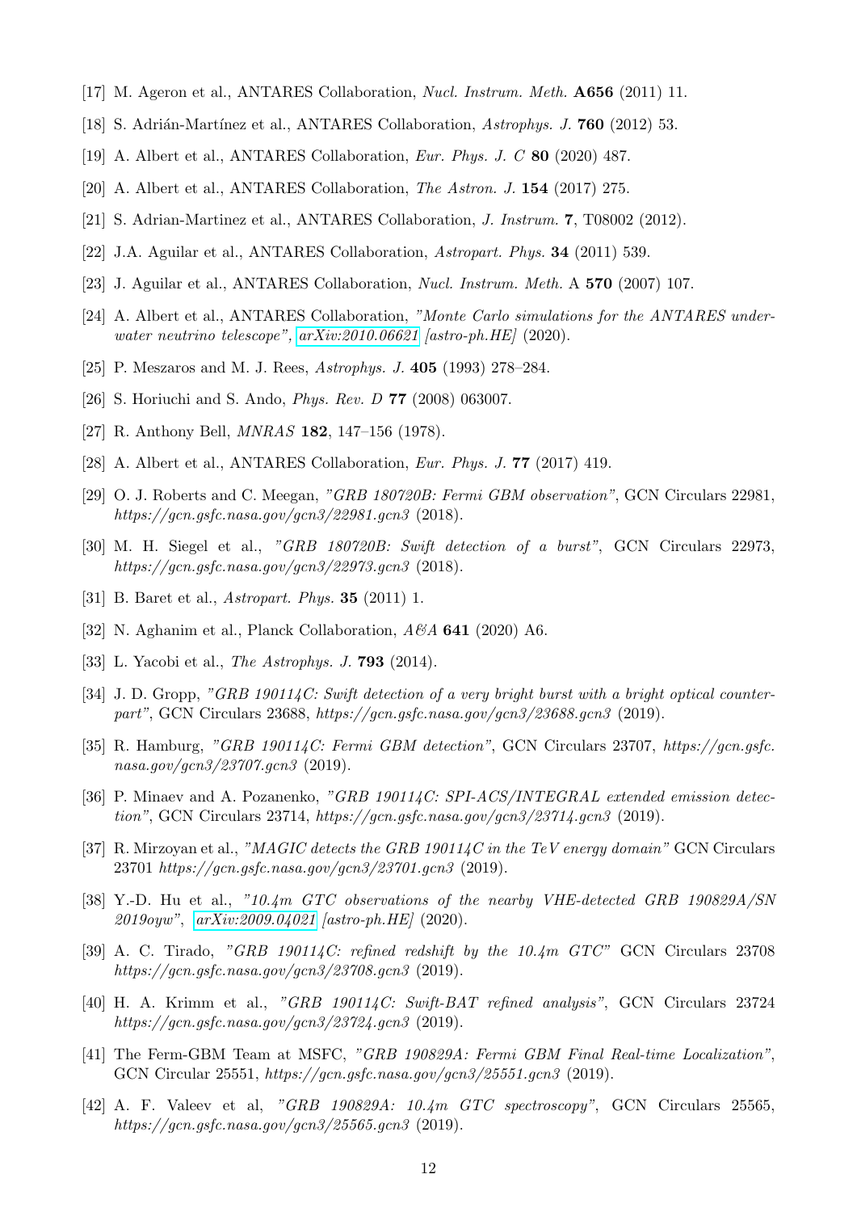[17] M. Ageron et al., ANTARES Collaboration, *Nucl. Instrum. Meth.* **A656** (2011) 11.

[18] S. Adrián-Martínez et al., ANTARES Collaboration, *Astrophys. J.* **760** (2012) 53.

[19] A. Albert et al., ANTARES Collaboration, *Eur. Phys. J. C* **80** (2020) 487.

[20] A. Albert et al., ANTARES Collaboration, *The Astron. J.* **154** (2017) 275.

[21] S. Adrian-Martinez et al., ANTARES Collaboration, *J. Instrum.* **7**, T08002 (2012).

[22] J.A. Aguilar et al., ANTARES Collaboration, *Astropart. Phys.* **34** (2011) 539.

[23] J. Aguilar et al., ANTARES Collaboration, *Nucl. Instrum. Meth.* A **570** (2007) 107.

[24] A. Albert et al., ANTARES Collaboration, *"Monte Carlo simulations for the ANTARES underwater neutrino telescope", arXiv:2010.06621 [astro-ph.HE]* (2020).

[25] P. Meszaros and M. J. Rees, *Astrophys. J.* **405** (1993) 278–284.

[26] S. Horiuchi and S. Ando, *Phys. Rev. D* **77** (2008) 063007.

[27] R. Anthony Bell, *MNRAS* **182**, 147–156 (1978).

[28] A. Albert et al., ANTARES Collaboration, *Eur. Phys. J.* **77** (2017) 419.

[29] O. J. Roberts and C. Meegan, *"GRB 180720B: Fermi GBM observation"*, GCN Circulars 22981, *https://gcn.gsfc.nasa.gov/gcn3/22981.gcn3* (2018).

[30] M. H. Siegel et al., *"GRB 180720B: Swift detection of a burst"*, GCN Circulars 22973, *https://gcn.gsfc.nasa.gov/gcn3/22973.gcn3* (2018).

[31] B. Baret et al., *Astropart. Phys.* **35** (2011) 1.

[32] N. Aghanim et al., Planck Collaboration, *A&A* **641** (2020) A6.

[33] L. Yacobi et al., *The Astrophys. J.* **793** (2014).

[34] J. D. Gropp, *"GRB 190114C: Swift detection of a very bright burst with a bright optical counterpart"*, GCN Circulars 23688, *https://gcn.gsfc.nasa.gov/gcn3/23688.gcn3* (2019).

[35] R. Hamburg, *"GRB 190114C: Fermi GBM detection"*, GCN Circulars 23707, *https://gcn.gsfc.nasa.gov/gcn3/23707.gcn3* (2019).

[36] P. Minaev and A. Pozanenko, *"GRB 190114C: SPI-ACS/INTEGRAL extended emission detection"*, GCN Circulars 23714, *https://gcn.gsfc.nasa.gov/gcn3/23714.gcn3* (2019).

[37] R. Mirzoyan et al., *"MAGIC detects the GRB 190114C in the TeV energy domain"* GCN Circulars 23701 *https://gcn.gsfc.nasa.gov/gcn3/23701.gcn3* (2019).

[38] Y.-D. Hu et al., *"10.4m GTC observations of the nearby VHE-detected GRB 190829A/SN 2019oyw", arXiv:2009.04021 [astro-ph.HE]* (2020).

[39] A. C. Tirado, *"GRB 190114C: refined redshift by the 10.4m GTC"* GCN Circulars 23708 *https://gcn.gsfc.nasa.gov/gcn3/23708.gcn3* (2019).

[40] H. A. Krimm et al., *"GRB 190114C: Swift-BAT refined analysis"*, GCN Circulars 23724 *https://gcn.gsfc.nasa.gov/gcn3/23724.gcn3* (2019).

[41] The Ferm-GBM Team at MSFC, *"GRB 190829A: Fermi GBM Final Real-time Localization"*, GCN Circular 25551, *https://gcn.gsfc.nasa.gov/gcn3/25551.gcn3* (2019).

[42] A. F. Valeev et al, *"GRB 190829A: 10.4m GTC spectroscopy"*, GCN Circulars 25565, *https://gcn.gsfc.nasa.gov/gcn3/25565.gcn3* (2019).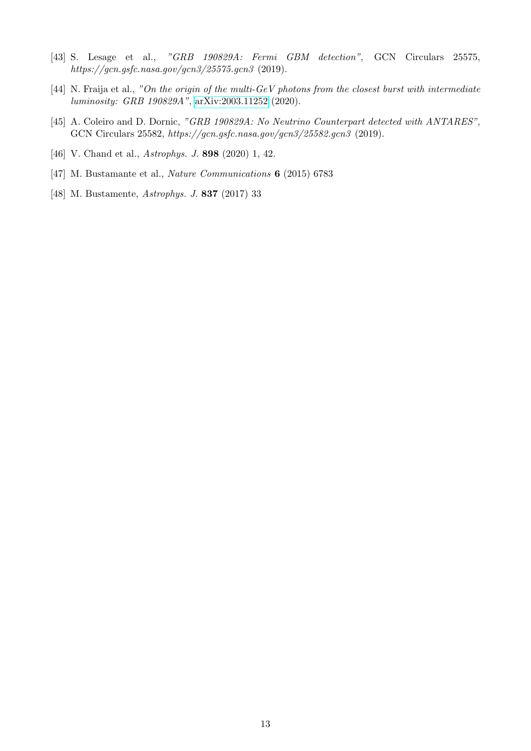[43] S. Lesage et al., *"GRB 190829A: Fermi GBM detection"*, GCN Circulars 25575, *https://gcn.gsfc.nasa.gov/gcn3/25575.gcn3* (2019).

[44] N. Fraija et al., *"On the origin of the multi-GeV photons from the closest burst with intermediate luminosity: GRB 190829A"*, arXiv:2003.11252 (2020).

[45] A. Coleiro and D. Dornic, *"GRB 190829A: No Neutrino Counterpart detected with ANTARES"*, GCN Circulars 25582, *https://gcn.gsfc.nasa.gov/gcn3/25582.gcn3* (2019).

[46] V. Chand et al., *Astrophys. J.* **898** (2020) 1, 42.

[47] M. Bustamante et al., *Nature Communications* **6** (2015) 6783

[48] M. Bustamente, *Astrophys. J.* **837** (2017) 33